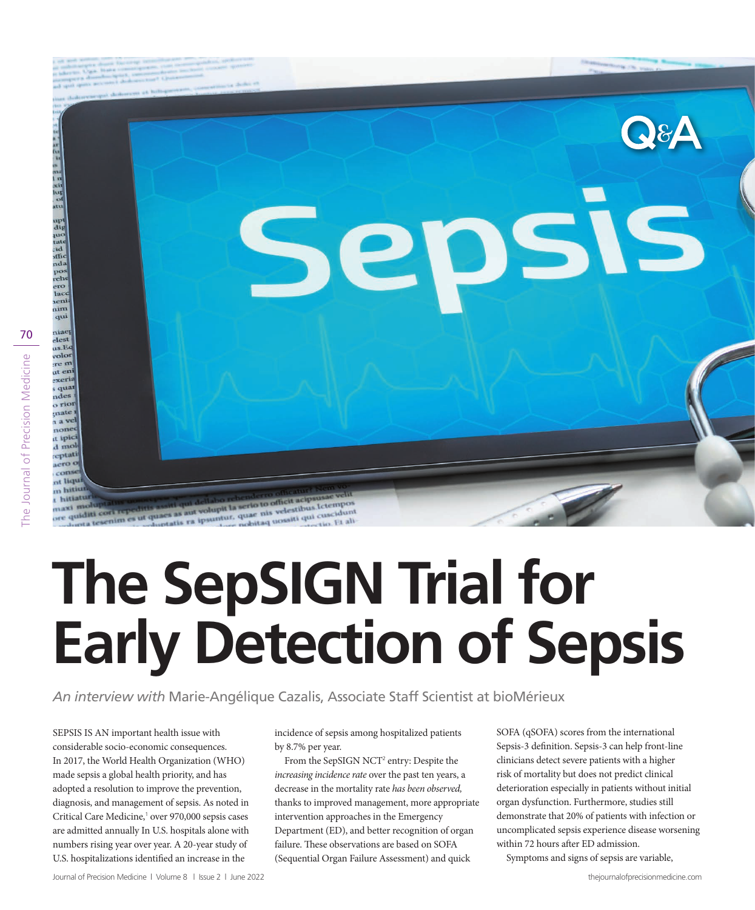# The SepSIGN Trial for Early Detection of Sepsis

*An interview with* Marie-Angélique Cazalis, Associate Staff Scientist at bioMérieux

SEPSIS IS AN important health issue with considerable socio-economic consequences. In 2017, the World Health Organization (WHO) made sepsis a global health priority, and has adopted a resolution to improve the prevention, diagnosis, and management of sepsis. As noted in Critical Care Medicine,[1] over 970,000 sepsis cases are admitted annually In U.S. hospitals alone with numbers rising year over year. A 20-year study of U.S. hospitalizations identified an increase in the incidence of sepsis among hospitalized patients by 8.7% per year.

From the SepSIGN NCT[2] entry: Despite the *increasing incidence rate* over the past ten years, a decrease in the mortality rate *has been observed,* thanks to improved management, more appropriate intervention approaches in the Emergency Department (ED), and better recognition of organ failure. These observations are based on SOFA (Sequential Organ Failure Assessment) and quick SOFA (qSOFA) scores from the international Sepsis-3 definition. Sepsis-3 can help front-line clinicians detect severe patients with a higher risk of mortality but does not predict clinical deterioration especially in patients without initial organ dysfunction. Furthermore, studies still demonstrate that 20% of patients with infection or uncomplicated sepsis experience disease worsening within 72 hours after ED admission.

Symptoms and signs of sepsis are variable,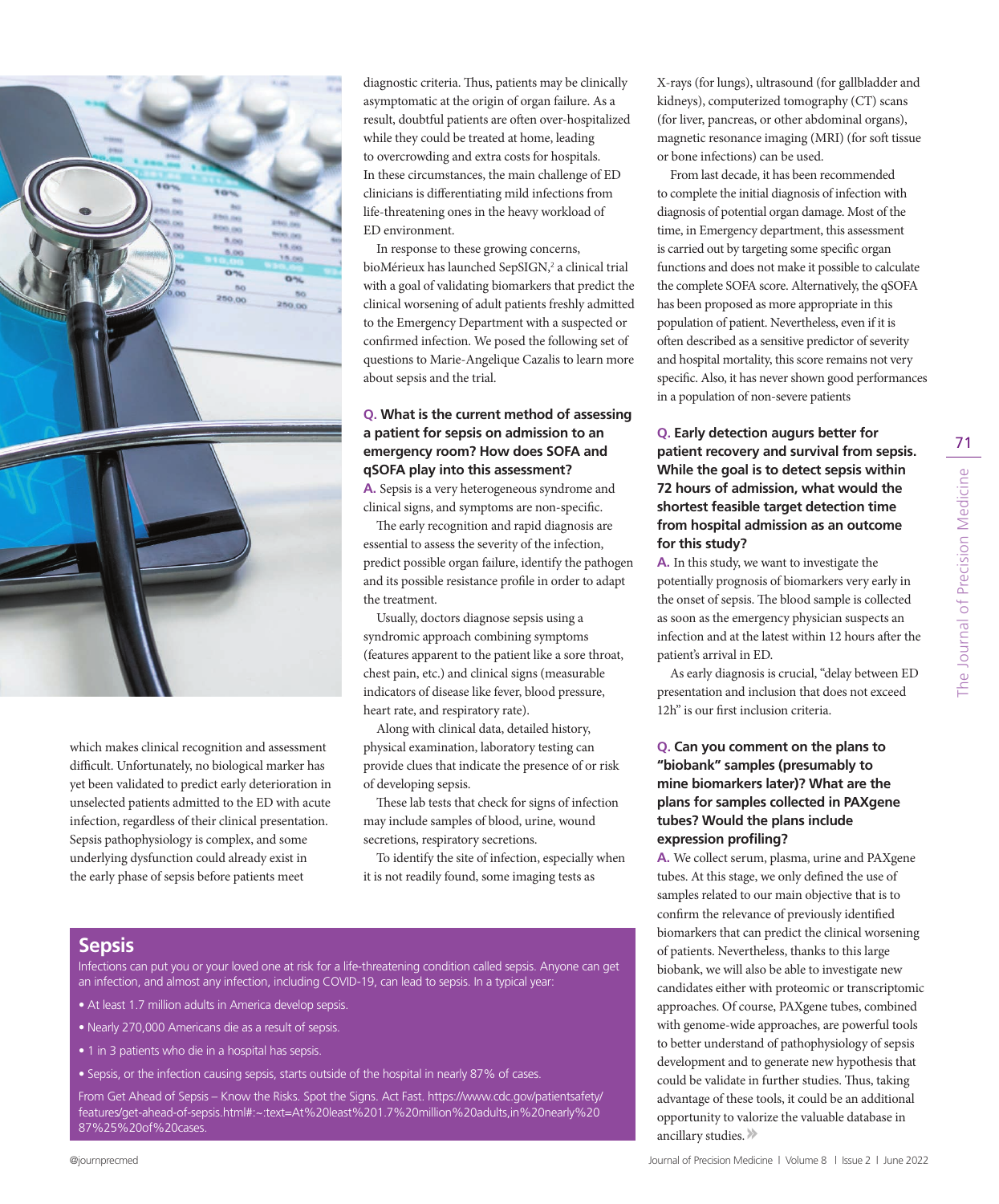which makes clinical recognition and assessment difficult. Unfortunately, no biological marker has yet been validated to predict early deterioration in unselected patients admitted to the ED with acute infection, regardless of their clinical presentation. Sepsis pathophysiology is complex, and some underlying dysfunction could already exist in the early phase of sepsis before patients meet diagnostic criteria. Thus, patients may be clinically asymptomatic at the origin of organ failure. As a result, doubtful patients are often over-hospitalized while they could be treated at home, leading to overcrowding and extra costs for hospitals. In these circumstances, the main challenge of ED clinicians is differentiating mild infections from life-threatening ones in the heavy workload of ED environment.

In response to these growing concerns, bioMérieux has launched SepSIGN,[2] a clinical trial with a goal of validating biomarkers that predict the clinical worsening of adult patients freshly admitted to the Emergency Department with a suspected or confirmed infection. We posed the following set of questions to Marie-Angelique Cazalis to learn more about sepsis and the trial.

**Q. What is the current method of assessing a patient for sepsis on admission to an emergency room? How does SOFA and qSOFA play into this assessment?**

**A.** Sepsis is a very heterogeneous syndrome and clinical signs, and symptoms are non-specific.

The early recognition and rapid diagnosis are essential to assess the severity of the infection, predict possible organ failure, identify the pathogen and its possible resistance profile in order to adapt the treatment.

Usually, doctors diagnose sepsis using a syndromic approach combining symptoms (features apparent to the patient like a sore throat, chest pain, etc.) and clinical signs (measurable indicators of disease like fever, blood pressure, heart rate, and respiratory rate).

Along with clinical data, detailed history, physical examination, laboratory testing can provide clues that indicate the presence of or risk of developing sepsis.

These lab tests that check for signs of infection may include samples of blood, urine, wound secretions, respiratory secretions.

To identify the site of infection, especially when it is not readily found, some imaging tests as X-rays (for lungs), ultrasound (for gallbladder and kidneys), computerized tomography (CT) scans (for liver, pancreas, or other abdominal organs), magnetic resonance imaging (MRI) (for soft tissue or bone infections) can be used.

From last decade, it has been recommended to complete the initial diagnosis of infection with diagnosis of potential organ damage. Most of the time, in Emergency department, this assessment is carried out by targeting some specific organ functions and does not make it possible to calculate the complete SOFA score. Alternatively, the qSOFA has been proposed as more appropriate in this population of patient. Nevertheless, even if it is often described as a sensitive predictor of severity and hospital mortality, this score remains not very specific. Also, it has never shown good performances in a population of non-severe patients

**Q. Early detection augurs better for patient recovery and survival from sepsis. While the goal is to detect sepsis within 72 hours of admission, what would the shortest feasible target detection time from hospital admission as an outcome for this study?**

**A.** In this study, we want to investigate the potentially prognosis of biomarkers very early in the onset of sepsis. The blood sample is collected as soon as the emergency physician suspects an infection and at the latest within 12 hours after the patient's arrival in ED.

As early diagnosis is crucial, "delay between ED presentation and inclusion that does not exceed 12h" is our first inclusion criteria.

**Q. Can you comment on the plans to "biobank" samples (presumably to mine biomarkers later)? What are the plans for samples collected in PAXgene tubes? Would the plans include expression profiling?**

**A.** We collect serum, plasma, urine and PAXgene tubes. At this stage, we only defined the use of samples related to our main objective that is to confirm the relevance of previously identified biomarkers that can predict the clinical worsening of patients. Nevertheless, thanks to this large biobank, we will also be able to investigate new candidates either with proteomic or transcriptomic approaches. Of course, PAXgene tubes, combined with genome-wide approaches, are powerful tools to better understand of pathophysiology of sepsis development and to generate new hypothesis that could be validate in further studies. Thus, taking advantage of these tools, it could be an additional opportunity to valorize the valuable database in ancillary studies.

## Sepsis

Infections can put you or your loved one at risk for a life-threatening condition called sepsis. Anyone can get an infection, and almost any infection, including COVID-19, can lead to sepsis. In a typical year:

- At least 1.7 million adults in America develop sepsis.
- Nearly 270,000 Americans die as a result of sepsis.
- 1 in 3 patients who die in a hospital has sepsis.
- Sepsis, or the infection causing sepsis, starts outside of the hospital in nearly 87% of cases.

From Get Ahead of Sepsis – Know the Risks. Spot the Signs. Act Fast. https://www.cdc.gov/patientsafety/features/get-ahead-of-sepsis.html#:~:text=At%20least%201.7%20million%20adults,in%20nearly%2087%25%20of%20cases.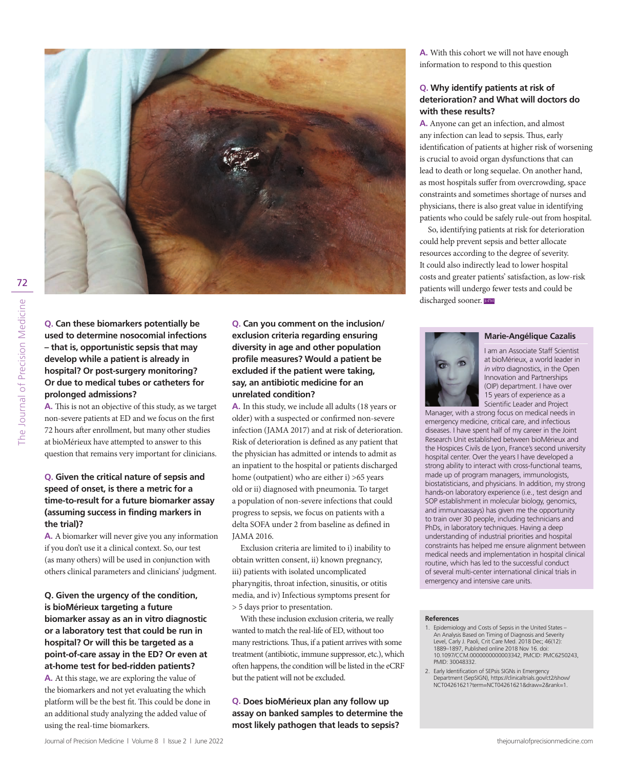**Q. Can these biomarkers potentially be used to determine nosocomial infections – that is, opportunistic sepsis that may develop while a patient is already in hospital? Or post-surgery monitoring? Or due to medical tubes or catheters for prolonged admissions?**

**A.** This is not an objective of this study, as we target non-severe patients at ED and we focus on the first 72 hours after enrollment, but many other studies at bioMérieux have attempted to answer to this question that remains very important for clinicians.

**Q. Given the critical nature of sepsis and speed of onset, is there a metric for a time-to-result for a future biomarker assay (assuming success in finding markers in the trial)?**

**A.** A biomarker will never give you any information if you don't use it a clinical context. So, our test (as many others) will be used in conjunction with others clinical parameters and clinicians' judgment.

**Q. Given the urgency of the condition, is bioMérieux targeting a future biomarker assay as an in vitro diagnostic or a laboratory test that could be run in hospital? Or will this be targeted as a point-of-care assay in the ED? Or even at at-home test for bed-ridden patients?**

**A.** At this stage, we are exploring the value of the biomarkers and not yet evaluating the which platform will be the best fit. This could be done in an additional study analyzing the added value of using the real-time biomarkers.

**Q. Can you comment on the inclusion/exclusion criteria regarding ensuring diversity in age and other population profile measures? Would a patient be excluded if the patient were taking, say, an antibiotic medicine for an unrelated condition?**

**A.** In this study, we include all adults (18 years or older) with a suspected or confirmed non-severe infection (JAMA 2017) and at risk of deterioration. Risk of deterioration is defined as any patient that the physician has admitted or intends to admit as an inpatient to the hospital or patients discharged home (outpatient) who are either i) >65 years old or ii) diagnosed with pneumonia. To target a population of non-severe infections that could progress to sepsis, we focus on patients with a delta SOFA under 2 from baseline as defined in JAMA 2016.

Exclusion criteria are limited to i) inability to obtain written consent, ii) known pregnancy, iii) patients with isolated uncomplicated pharyngitis, throat infection, sinusitis, or otitis media, and iv) Infectious symptoms present for > 5 days prior to presentation.

With these inclusion exclusion criteria, we really wanted to match the real-life of ED, without too many restrictions. Thus, if a patient arrives with some treatment (antibiotic, immune suppressor, etc.), which often happens, the condition will be listed in the eCRF but the patient will not be excluded.

**Q. Does bioMérieux plan any follow up assay on banked samples to determine the most likely pathogen that leads to sepsis?**

**A.** With this cohort we will not have enough information to respond to this question

**Q. Why identify patients at risk of deterioration? and What will doctors do with these results?**

**A.** Anyone can get an infection, and almost any infection can lead to sepsis. Thus, early identification of patients at higher risk of worsening is crucial to avoid organ dysfunctions that can lead to death or long sequelae. On another hand, as most hospitals suffer from overcrowding, space constraints and sometimes shortage of nurses and physicians, there is also great value in identifying patients who could be safely rule-out from hospital.

So, identifying patients at risk for deterioration could help prevent sepsis and better allocate resources according to the degree of severity. It could also indirectly lead to lower hospital costs and greater patients' satisfaction, as low-risk patients will undergo fewer tests and could be discharged sooner.

### Marie-Angélique Cazalis

I am an Associate Staff Scientist at bioMérieux, a world leader in *in vitro* diagnostics, in the Open Innovation and Partnerships (OIP) department. I have over 15 years of experience as a Scientific Leader and Project Manager, with a strong focus on medical needs in emergency medicine, critical care, and infectious diseases. I have spent half of my career in the Joint Research Unit established between bioMérieux and the Hospices Civils de Lyon, France's second university hospital center. Over the years I have developed a strong ability to interact with cross-functional teams, made up of program managers, immunologists, biostatisticians, and physicians. In addition, my strong hands-on laboratory experience (i.e., test design and SOP establishment in molecular biology, genomics, and immunoassays) has given me the opportunity to train over 30 people, including technicians and PhDs, in laboratory techniques. Having a deep understanding of industrial priorities and hospital constraints has helped me ensure alignment between medical needs and implementation in hospital clinical routine, which has led to the successful conduct of several multi-center international clinical trials in emergency and intensive care units.

### References

1. Epidemiology and Costs of Sepsis in the United States – An Analysis Based on Timing of Diagnosis and Severity Level, Carly J. Paoli, Crit Care Med. 2018 Dec; 46(12): 1889–1897, Published online 2018 Nov 16. doi: 10.1097/CCM.0000000000003342, PMCID: PMC6250243, PMID: 30048332.
2. Early Identification of SEPsis SIGNs in Emergency Department (SepSIGN), https://clinicaltrials.gov/ct2/show/NCT04261621?term=NCT04261621&draw=2&rank=1.